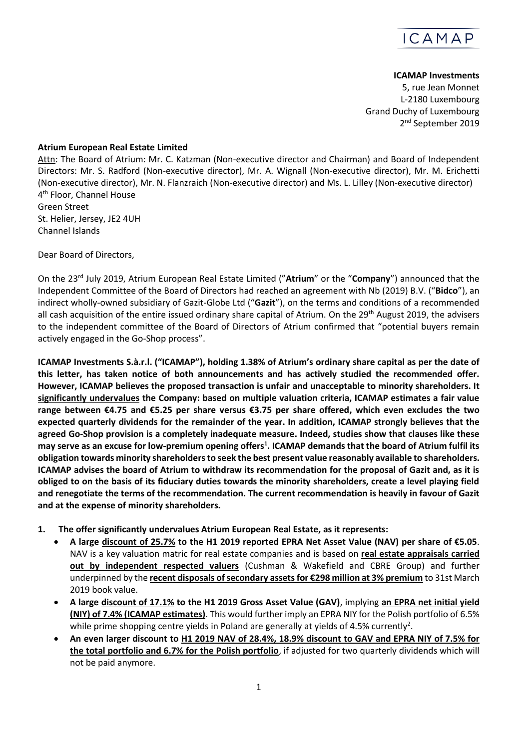ICAMAP

**ICAMAP Investments**
5, rue Jean Monnet
L-2180 Luxembourg
Grand Duchy of Luxembourg
2nd September 2019

**Atrium European Real Estate Limited**
Attn: The Board of Atrium: Mr. C. Katzman (Non-executive director and Chairman) and Board of Independent Directors: Mr. S. Radford (Non-executive director), Mr. A. Wignall (Non-executive director), Mr. M. Erichetti (Non-executive director), Mr. N. Flanzraich (Non-executive director) and Ms. L. Lilley (Non-executive director)
4th Floor, Channel House
Green Street
St. Helier, Jersey, JE2 4UH
Channel Islands

Dear Board of Directors,

On the 23rd July 2019, Atrium European Real Estate Limited ("**Atrium**" or the "**Company**") announced that the Independent Committee of the Board of Directors had reached an agreement with Nb (2019) B.V. ("**Bidco**"), an indirect wholly-owned subsidiary of Gazit-Globe Ltd ("**Gazit**"), on the terms and conditions of a recommended all cash acquisition of the entire issued ordinary share capital of Atrium. On the 29th August 2019, the advisers to the independent committee of the Board of Directors of Atrium confirmed that "potential buyers remain actively engaged in the Go-Shop process".

**ICAMAP Investments S.à.r.l. ("ICAMAP"), holding 1.38% of Atrium's ordinary share capital as per the date of this letter, has taken notice of both announcements and has actively studied the recommended offer. However, ICAMAP believes the proposed transaction is unfair and unacceptable to minority shareholders. It significantly undervalues the Company: based on multiple valuation criteria, ICAMAP estimates a fair value range between €4.75 and €5.25 per share versus €3.75 per share offered, which even excludes the two expected quarterly dividends for the remainder of the year. In addition, ICAMAP strongly believes that the agreed Go-Shop provision is a completely inadequate measure. Indeed, studies show that clauses like these may serve as an excuse for low-premium opening offers[1]. ICAMAP demands that the board of Atrium fulfil its obligation towards minority shareholders to seek the best present value reasonably available to shareholders. ICAMAP advises the board of Atrium to withdraw its recommendation for the proposal of Gazit and, as it is obliged to on the basis of its fiduciary duties towards the minority shareholders, create a level playing field and renegotiate the terms of the recommendation. The current recommendation is heavily in favour of Gazit and at the expense of minority shareholders.**

1. **The offer significantly undervalues Atrium European Real Estate, as it represents:**
   - **A large discount of 25.7% to the H1 2019 reported EPRA Net Asset Value (NAV) per share of €5.05**. NAV is a key valuation matric for real estate companies and is based on **real estate appraisals carried out by independent respected valuers** (Cushman & Wakefield and CBRE Group) and further underpinned by the **recent disposals of secondary assets for €298 million at 3% premium** to 31st March 2019 book value.
   - **A large discount of 17.1% to the H1 2019 Gross Asset Value (GAV)**, implying **an EPRA net initial yield (NIY) of 7.4% (ICAMAP estimates)**. This would further imply an EPRA NIY for the Polish portfolio of 6.5% while prime shopping centre yields in Poland are generally at yields of 4.5% currently[2].
   - **An even larger discount to H1 2019 NAV of 28.4%, 18.9% discount to GAV and EPRA NIY of 7.5% for the total portfolio and 6.7% for the Polish portfolio**, if adjusted for two quarterly dividends which will not be paid anymore.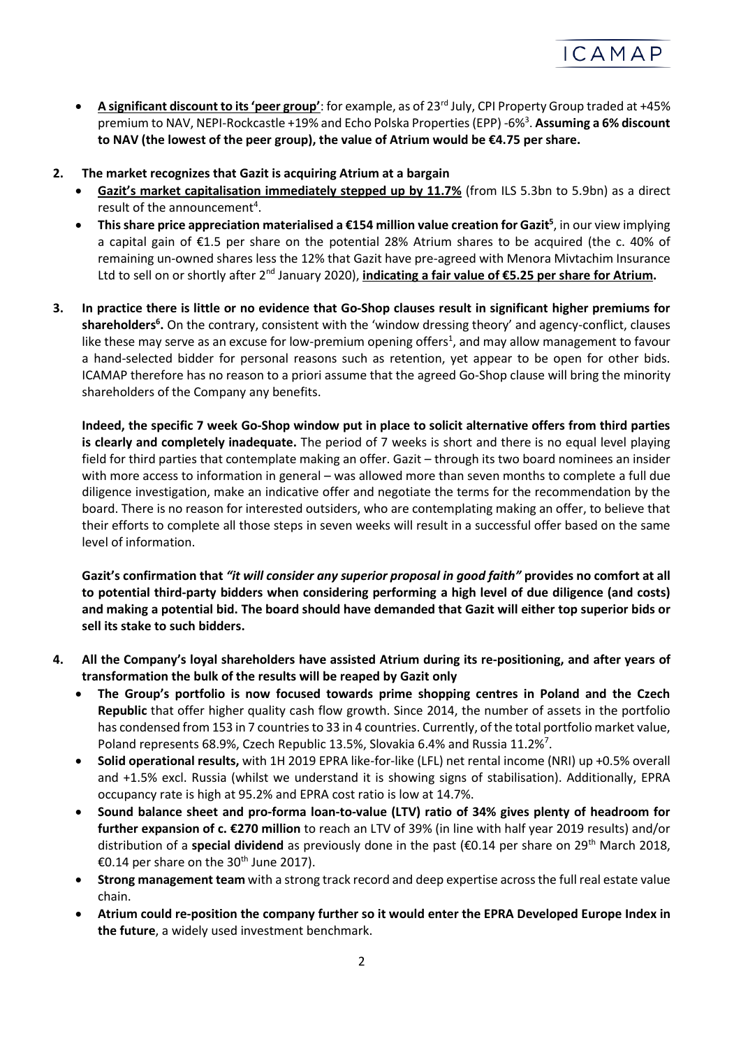- **A significant discount to its 'peer group'**: for example, as of 23rd July, CPI Property Group traded at +45% premium to NAV, NEPI-Rockcastle +19% and Echo Polska Properties (EPP) -6%[3]. **Assuming a 6% discount to NAV (the lowest of the peer group), the value of Atrium would be €4.75 per share.**

2. **The market recognizes that Gazit is acquiring Atrium at a bargain**
   - **Gazit's market capitalisation immediately stepped up by 11.7%** (from ILS 5.3bn to 5.9bn) as a direct result of the announcement[4].
   - **This share price appreciation materialised a €154 million value creation for Gazit[5]**, in our view implying a capital gain of €1.5 per share on the potential 28% Atrium shares to be acquired (the c. 40% of remaining un-owned shares less the 12% that Gazit have pre-agreed with Menora Mivtachim Insurance Ltd to sell on or shortly after 2nd January 2020), **indicating a fair value of €5.25 per share for Atrium.**

3. **In practice there is little or no evidence that Go-Shop clauses result in significant higher premiums for shareholders[6].** On the contrary, consistent with the 'window dressing theory' and agency-conflict, clauses like these may serve as an excuse for low-premium opening offers[1], and may allow management to favour a hand-selected bidder for personal reasons such as retention, yet appear to be open for other bids. ICAMAP therefore has no reason to a priori assume that the agreed Go-Shop clause will bring the minority shareholders of the Company any benefits.

   **Indeed, the specific 7 week Go-Shop window put in place to solicit alternative offers from third parties is clearly and completely inadequate.** The period of 7 weeks is short and there is no equal level playing field for third parties that contemplate making an offer. Gazit – through its two board nominees an insider with more access to information in general – was allowed more than seven months to complete a full due diligence investigation, make an indicative offer and negotiate the terms for the recommendation by the board. There is no reason for interested outsiders, who are contemplating making an offer, to believe that their efforts to complete all those steps in seven weeks will result in a successful offer based on the same level of information.

   **Gazit's confirmation that *"it will consider any superior proposal in good faith"* provides no comfort at all to potential third-party bidders when considering performing a high level of due diligence (and costs) and making a potential bid. The board should have demanded that Gazit will either top superior bids or sell its stake to such bidders.**

4. **All the Company's loyal shareholders have assisted Atrium during its re-positioning, and after years of transformation the bulk of the results will be reaped by Gazit only**
   - **The Group's portfolio is now focused towards prime shopping centres in Poland and the Czech Republic** that offer higher quality cash flow growth. Since 2014, the number of assets in the portfolio has condensed from 153 in 7 countries to 33 in 4 countries. Currently, of the total portfolio market value, Poland represents 68.9%, Czech Republic 13.5%, Slovakia 6.4% and Russia 11.2%[7].
   - **Solid operational results,** with 1H 2019 EPRA like-for-like (LFL) net rental income (NRI) up +0.5% overall and +1.5% excl. Russia (whilst we understand it is showing signs of stabilisation). Additionally, EPRA occupancy rate is high at 95.2% and EPRA cost ratio is low at 14.7%.
   - **Sound balance sheet and pro-forma loan-to-value (LTV) ratio of 34% gives plenty of headroom for further expansion of c. €270 million** to reach an LTV of 39% (in line with half year 2019 results) and/or distribution of a **special dividend** as previously done in the past (€0.14 per share on 29th March 2018, €0.14 per share on the 30th June 2017).
   - **Strong management team** with a strong track record and deep expertise across the full real estate value chain.
   - **Atrium could re-position the company further so it would enter the EPRA Developed Europe Index in the future**, a widely used investment benchmark.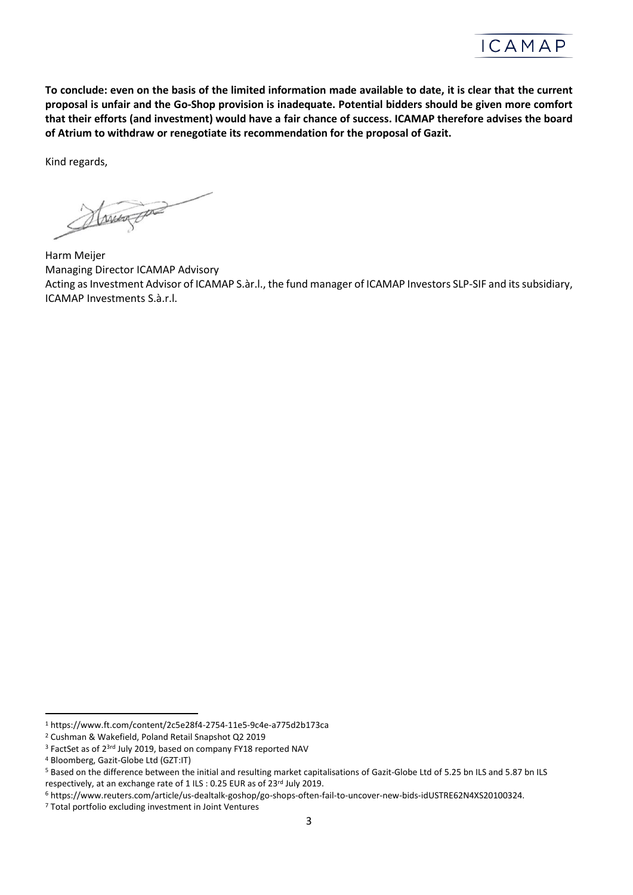**To conclude: even on the basis of the limited information made available to date, it is clear that the current proposal is unfair and the Go-Shop provision is inadequate. Potential bidders should be given more comfort that their efforts (and investment) would have a fair chance of success. ICAMAP therefore advises the board of Atrium to withdraw or renegotiate its recommendation for the proposal of Gazit.**

Kind regards,

Harm Meijer
Managing Director ICAMAP Advisory
Acting as Investment Advisor of ICAMAP S.àr.l., the fund manager of ICAMAP Investors SLP-SIF and its subsidiary, ICAMAP Investments S.à.r.l.

---

[1] https://www.ft.com/content/2c5e28f4-2754-11e5-9c4e-a775d2b173ca

[2] Cushman & Wakefield, Poland Retail Snapshot Q2 2019

[3] FactSet as of 2[3rd] July 2019, based on company FY18 reported NAV

[4] Bloomberg, Gazit-Globe Ltd (GZT:IT)

[5] Based on the difference between the initial and resulting market capitalisations of Gazit-Globe Ltd of 5.25 bn ILS and 5.87 bn ILS respectively, at an exchange rate of 1 ILS : 0.25 EUR as of 23[rd] July 2019.

[6] https://www.reuters.com/article/us-dealtalk-goshop/go-shops-often-fail-to-uncover-new-bids-idUSTRE62N4XS20100324.

[7] Total portfolio excluding investment in Joint Ventures